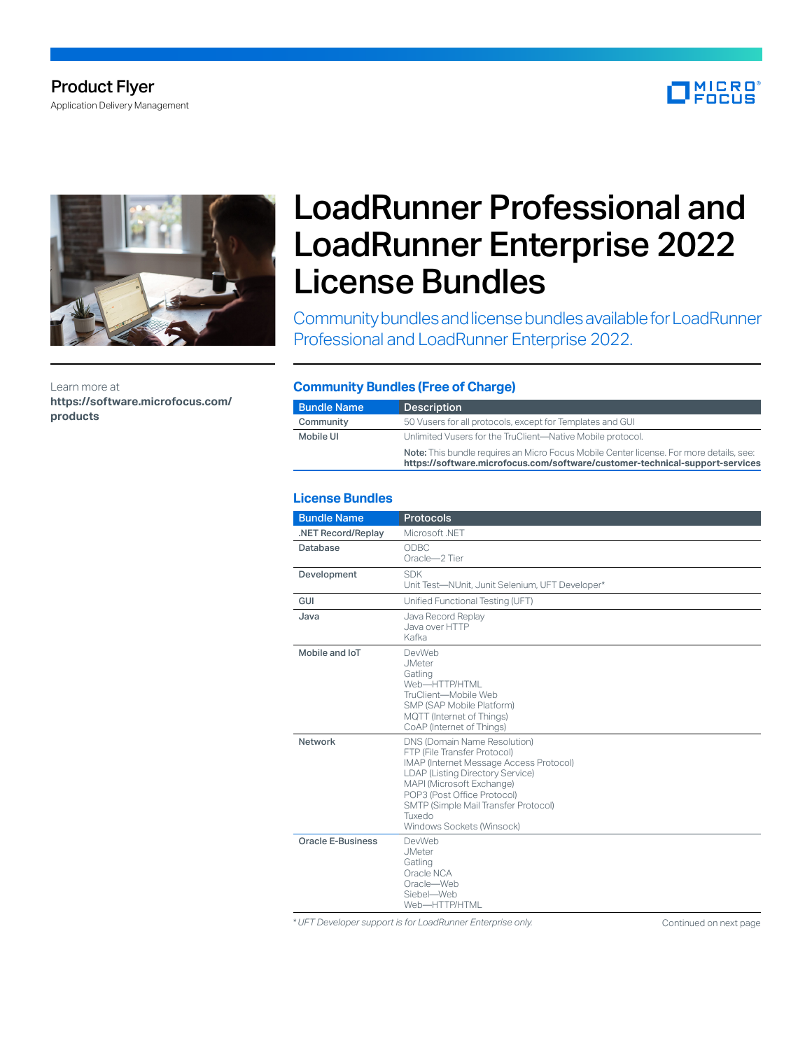Product Flyer

Application Delivery Management

# LoadRunner Professional and LoadRunner Enterprise 2022 License Bundles

Community bundles and license bundles available for LoadRunner Professional and LoadRunner Enterprise 2022.

Learn more at **https://software.microfocus.com/products**

## Community Bundles (Free of Charge)

| Bundle Name | Description |
|---|---|
| Community | 50 Vusers for all protocols, except for Templates and GUI |
| Mobile UI | Unlimited Vusers for the TruClient—Native Mobile protocol.<br>**Note:** This bundle requires an Micro Focus Mobile Center license. For more details, see: **https://software.microfocus.com/software/customer-technical-support-services** |

## License Bundles

| Bundle Name | Protocols |
|---|---|
| .NET Record/Replay | Microsoft .NET |
| Database | ODBC<br>Oracle—2 Tier |
| Development | SDK<br>Unit Test—NUnit, Junit Selenium, UFT Developer* |
| GUI | Unified Functional Testing (UFT) |
| Java | Java Record Replay<br>Java over HTTP<br>Kafka |
| Mobile and IoT | DevWeb<br>JMeter<br>Gatling<br>Web—HTTP/HTML<br>TruClient—Mobile Web<br>SMP (SAP Mobile Platform)<br>MQTT (Internet of Things)<br>CoAP (Internet of Things) |
| Network | DNS (Domain Name Resolution)<br>FTP (File Transfer Protocol)<br>IMAP (Internet Message Access Protocol)<br>LDAP (Listing Directory Service)<br>MAPI (Microsoft Exchange)<br>POP3 (Post Office Protocol)<br>SMTP (Simple Mail Transfer Protocol)<br>Tuxedo<br>Windows Sockets (Winsock) |
| Oracle E-Business | DevWeb<br>JMeter<br>Gatling<br>Oracle NCA<br>Oracle—Web<br>Siebel—Web<br>Web—HTTP/HTML |

*\* UFT Developer support is for LoadRunner Enterprise only.*

Continued on next page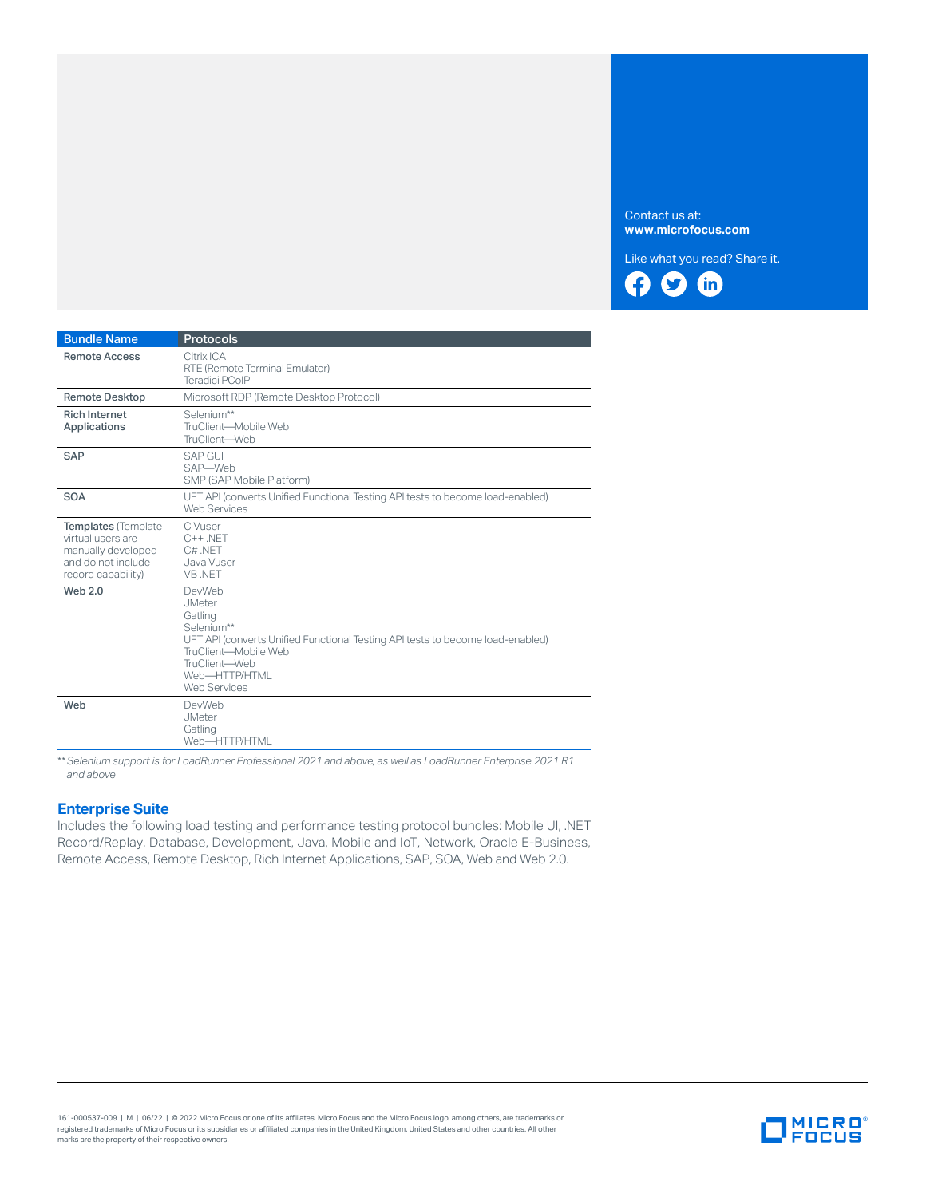Contact us at:
**www.microfocus.com**

Like what you read? Share it.

| Bundle Name | Protocols |
| --- | --- |
| **Remote Access** | Citrix ICA<br>RTE (Remote Terminal Emulator)<br>Teradici PCoIP |
| **Remote Desktop** | Microsoft RDP (Remote Desktop Protocol) |
| **Rich Internet Applications** | Selenium**<br>TruClient—Mobile Web<br>TruClient—Web |
| **SAP** | SAP GUI<br>SAP—Web<br>SMP (SAP Mobile Platform) |
| **SOA** | UFT API (converts Unified Functional Testing API tests to become load-enabled)<br>Web Services |
| **Templates** (Template virtual users are manually developed and do not include record capability) | C Vuser<br>C++ .NET<br>C# .NET<br>Java Vuser<br>VB .NET |
| **Web 2.0** | DevWeb<br>JMeter<br>Gatling<br>Selenium**<br>UFT API (converts Unified Functional Testing API tests to become load-enabled)<br>TruClient—Mobile Web<br>TruClient—Web<br>Web—HTTP/HTML<br>Web Services |
| **Web** | DevWeb<br>JMeter<br>Gatling<br>Web—HTTP/HTML |

*** Selenium support is for LoadRunner Professional 2021 and above, as well as LoadRunner Enterprise 2021 R1 and above*

## Enterprise Suite

Includes the following load testing and performance testing protocol bundles: Mobile UI, .NET Record/Replay, Database, Development, Java, Mobile and IoT, Network, Oracle E-Business, Remote Access, Remote Desktop, Rich Internet Applications, SAP, SOA, Web and Web 2.0.

161-000537-009 | M | 06/22 | © 2022 Micro Focus or one of its affiliates. Micro Focus and the Micro Focus logo, among others, are trademarks or registered trademarks of Micro Focus or its subsidiaries or affiliated companies in the United Kingdom, United States and other countries. All other marks are the property of their respective owners.